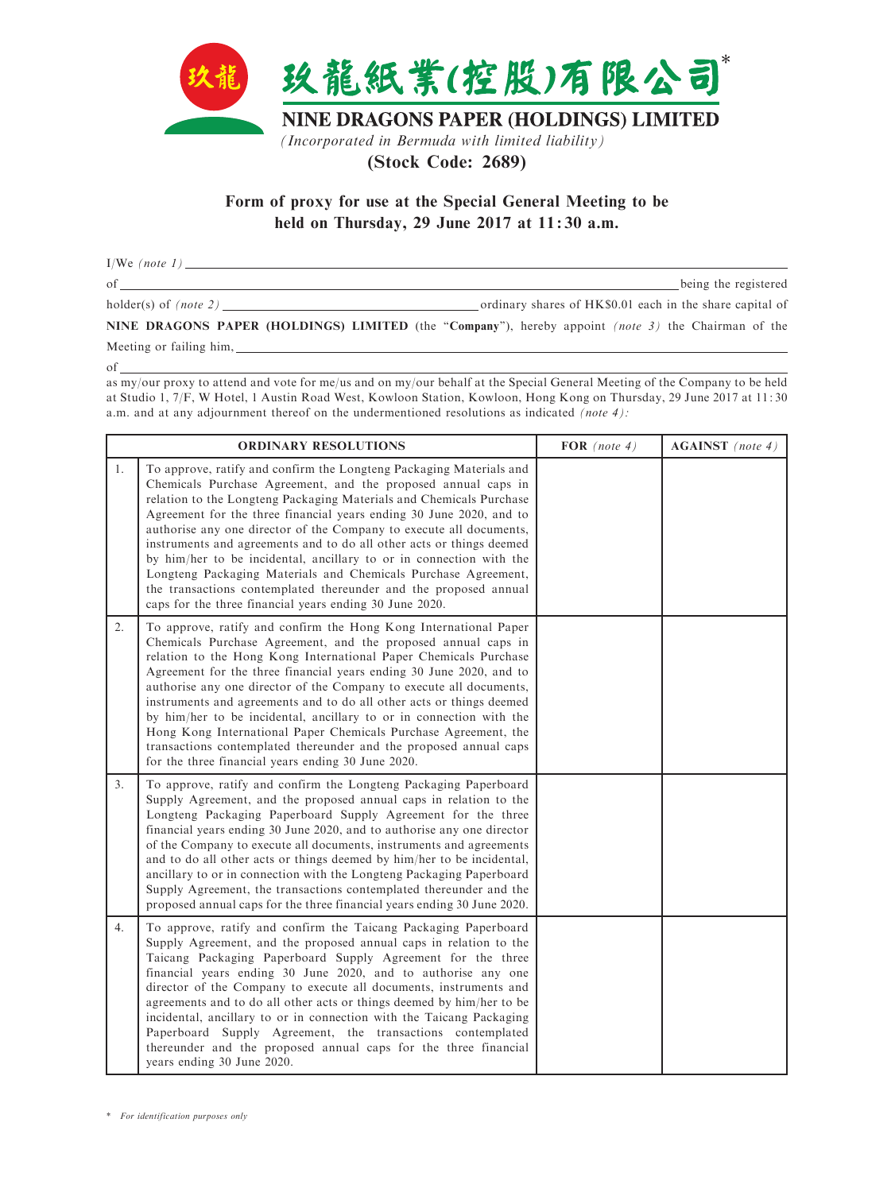# 玖龍紙業(控股)有限公司*

# NINE DRAGONS PAPER (HOLDINGS) LIMITED

*(Incorporated in Bermuda with limited liability)*

**(Stock Code: 2689)**

## Form of proxy for use at the Special General Meeting to be held on Thursday, 29 June 2017 at 11:30 a.m.

I/We *(note 1)* ____________________________________________

of ____________________________________________ being the registered

holder(s) of *(note 2)* ____________________ ordinary shares of HK$0.01 each in the share capital of

**NINE DRAGONS PAPER (HOLDINGS) LIMITED** (the "**Company**"), hereby appoint *(note 3)* the Chairman of the Meeting or failing him, ____________________________________________

of ____________________________________________

as my/our proxy to attend and vote for me/us and on my/our behalf at the Special General Meeting of the Company to be held at Studio 1, 7/F, W Hotel, 1 Austin Road West, Kowloon Station, Kowloon, Hong Kong on Thursday, 29 June 2017 at 11:30 a.m. and at any adjournment thereof on the undermentioned resolutions as indicated *(note 4)*:

| | ORDINARY RESOLUTIONS | FOR *(note 4)* | AGAINST *(note 4)* |
|---|---|---|---|
| 1. | To approve, ratify and confirm the Longteng Packaging Materials and Chemicals Purchase Agreement, and the proposed annual caps in relation to the Longteng Packaging Materials and Chemicals Purchase Agreement for the three financial years ending 30 June 2020, and to authorise any one director of the Company to execute all documents, instruments and agreements and to do all other acts or things deemed by him/her to be incidental, ancillary to or in connection with the Longteng Packaging Materials and Chemicals Purchase Agreement, the transactions contemplated thereunder and the proposed annual caps for the three financial years ending 30 June 2020. | | |
| 2. | To approve, ratify and confirm the Hong Kong International Paper Chemicals Purchase Agreement, and the proposed annual caps in relation to the Hong Kong International Paper Chemicals Purchase Agreement for the three financial years ending 30 June 2020, and to authorise any one director of the Company to execute all documents, instruments and agreements and to do all other acts or things deemed by him/her to be incidental, ancillary to or in connection with the Hong Kong International Paper Chemicals Purchase Agreement, the transactions contemplated thereunder and the proposed annual caps for the three financial years ending 30 June 2020. | | |
| 3. | To approve, ratify and confirm the Longteng Packaging Paperboard Supply Agreement, and the proposed annual caps in relation to the Longteng Packaging Paperboard Supply Agreement for the three financial years ending 30 June 2020, and to authorise any one director of the Company to execute all documents, instruments and agreements and to do all other acts or things deemed by him/her to be incidental, ancillary to or in connection with the Longteng Packaging Paperboard Supply Agreement, the transactions contemplated thereunder and the proposed annual caps for the three financial years ending 30 June 2020. | | |
| 4. | To approve, ratify and confirm the Taicang Packaging Paperboard Supply Agreement, and the proposed annual caps in relation to the Taicang Packaging Paperboard Supply Agreement for the three financial years ending 30 June 2020, and to authorise any one director of the Company to execute all documents, instruments and agreements and to do all other acts or things deemed by him/her to be incidental, ancillary to or in connection with the Taicang Packaging Paperboard Supply Agreement, the transactions contemplated thereunder and the proposed annual caps for the three financial years ending 30 June 2020. | | |

\* *For identification purposes only*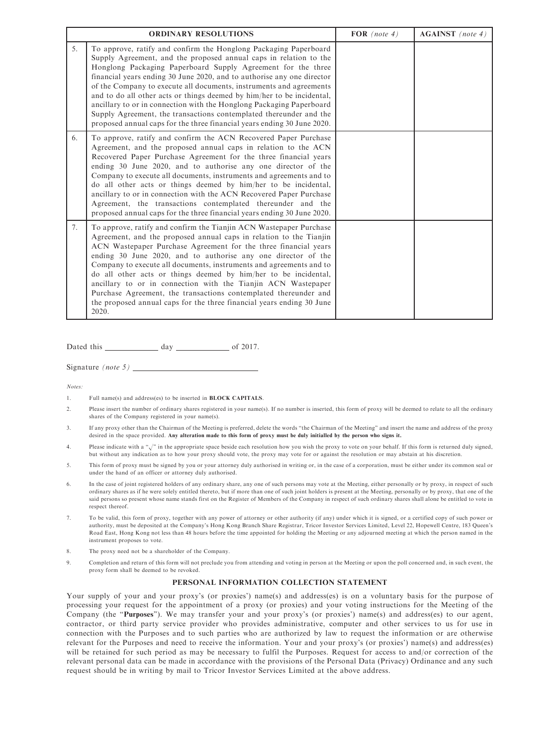| | ORDINARY RESOLUTIONS | FOR *(note 4)* | AGAINST *(note 4)* |
|---|---|---|---|
| 5. | To approve, ratify and confirm the Honglong Packaging Paperboard Supply Agreement, and the proposed annual caps in relation to the Honglong Packaging Paperboard Supply Agreement for the three financial years ending 30 June 2020, and to authorise any one director of the Company to execute all documents, instruments and agreements and to do all other acts or things deemed by him/her to be incidental, ancillary to or in connection with the Honglong Packaging Paperboard Supply Agreement, the transactions contemplated thereunder and the proposed annual caps for the three financial years ending 30 June 2020. | | |
| 6. | To approve, ratify and confirm the ACN Recovered Paper Purchase Agreement, and the proposed annual caps in relation to the ACN Recovered Paper Purchase Agreement for the three financial years ending 30 June 2020, and to authorise any one director of the Company to execute all documents, instruments and agreements and to do all other acts or things deemed by him/her to be incidental, ancillary to or in connection with the ACN Recovered Paper Purchase Agreement, the transactions contemplated thereunder and the proposed annual caps for the three financial years ending 30 June 2020. | | |
| 7. | To approve, ratify and confirm the Tianjin ACN Wastepaper Purchase Agreement, and the proposed annual caps in relation to the Tianjin ACN Wastepaper Purchase Agreement for the three financial years ending 30 June 2020, and to authorise any one director of the Company to execute all documents, instruments and agreements and to do all other acts or things deemed by him/her to be incidental, ancillary to or in connection with the Tianjin ACN Wastepaper Purchase Agreement, the transactions contemplated thereunder and the proposed annual caps for the three financial years ending 30 June 2020. | | |

Dated this ____________ day ____________ of 2017.

Signature *(note 5)* ____________________________

*Notes:*

1. Full name(s) and address(es) to be inserted in **BLOCK CAPITALS**.
2. Please insert the number of ordinary shares registered in your name(s). If no number is inserted, this form of proxy will be deemed to relate to all the ordinary shares of the Company registered in your name(s).
3. If any proxy other than the Chairman of the Meeting is preferred, delete the words "the Chairman of the Meeting" and insert the name and address of the proxy desired in the space provided. **Any alteration made to this form of proxy must be duly initialled by the person who signs it.**
4. Please indicate with a "√" in the appropriate space beside each resolution how you wish the proxy to vote on your behalf. If this form is returned duly signed, but without any indication as to how your proxy should vote, the proxy may vote for or against the resolution or may abstain at his discretion.
5. This form of proxy must be signed by you or your attorney duly authorised in writing or, in the case of a corporation, must be either under its common seal or under the hand of an officer or attorney duly authorised.
6. In the case of joint registered holders of any ordinary share, any one of such persons may vote at the Meeting, either personally or by proxy, in respect of such ordinary shares as if he were solely entitled thereto, but if more than one of such joint holders is present at the Meeting, personally or by proxy, that one of the said persons so present whose name stands first on the Register of Members of the Company in respect of such ordinary shares shall alone be entitled to vote in respect thereof.
7. To be valid, this form of proxy, together with any power of attorney or other authority (if any) under which it is signed, or a certified copy of such power or authority, must be deposited at the Company's Hong Kong Branch Share Registrar, Tricor Investor Services Limited, Level 22, Hopewell Centre, 183 Queen's Road East, Hong Kong not less than 48 hours before the time appointed for holding the Meeting or any adjourned meeting at which the person named in the instrument proposes to vote.
8. The proxy need not be a shareholder of the Company.
9. Completion and return of this form will not preclude you from attending and voting in person at the Meeting or upon the poll concerned and, in such event, the proxy form shall be deemed to be revoked.

## PERSONAL INFORMATION COLLECTION STATEMENT

Your supply of your and your proxy's (or proxies') name(s) and address(es) is on a voluntary basis for the purpose of processing your request for the appointment of a proxy (or proxies) and your voting instructions for the Meeting of the Company (the "**Purposes**"). We may transfer your and your proxy's (or proxies') name(s) and address(es) to our agent, contractor, or third party service provider who provides administrative, computer and other services to us for use in connection with the Purposes and to such parties who are authorized by law to request the information or are otherwise relevant for the Purposes and need to receive the information. Your and your proxy's (or proxies') name(s) and address(es) will be retained for such period as may be necessary to fulfil the Purposes. Request for access to and/or correction of the relevant personal data can be made in accordance with the provisions of the Personal Data (Privacy) Ordinance and any such request should be in writing by mail to Tricor Investor Services Limited at the above address.